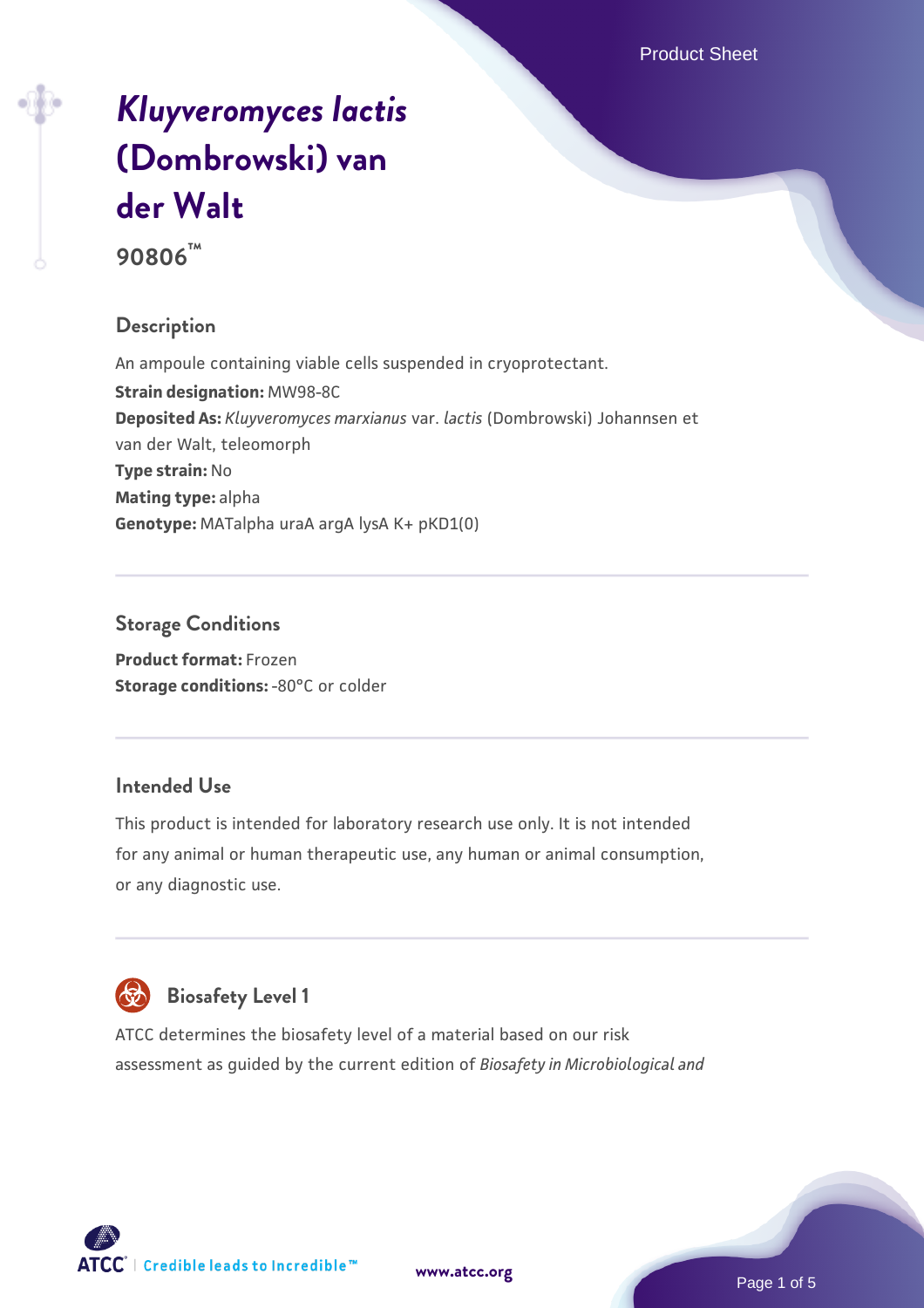# *Kluyveromyces lactis* (Dombrowski) van der Walt

**90806™**

## Description

An ampoule containing viable cells suspended in cryoprotectant.

**Strain designation:** MW98-8C

**Deposited As:** *Kluyveromyces marxianus* var. *lactis* (Dombrowski) Johannsen et van der Walt, teleomorph

**Type strain:** No

**Mating type:** alpha

**Genotype:** MATalpha uraA argA lysA K+ pKD1(0)

## Storage Conditions

**Product format:** Frozen

**Storage conditions:** -80°C or colder

## Intended Use

This product is intended for laboratory research use only. It is not intended for any animal or human therapeutic use, any human or animal consumption, or any diagnostic use.

## Biosafety Level 1

ATCC determines the biosafety level of a material based on our risk assessment as guided by the current edition of *Biosafety in Microbiological and*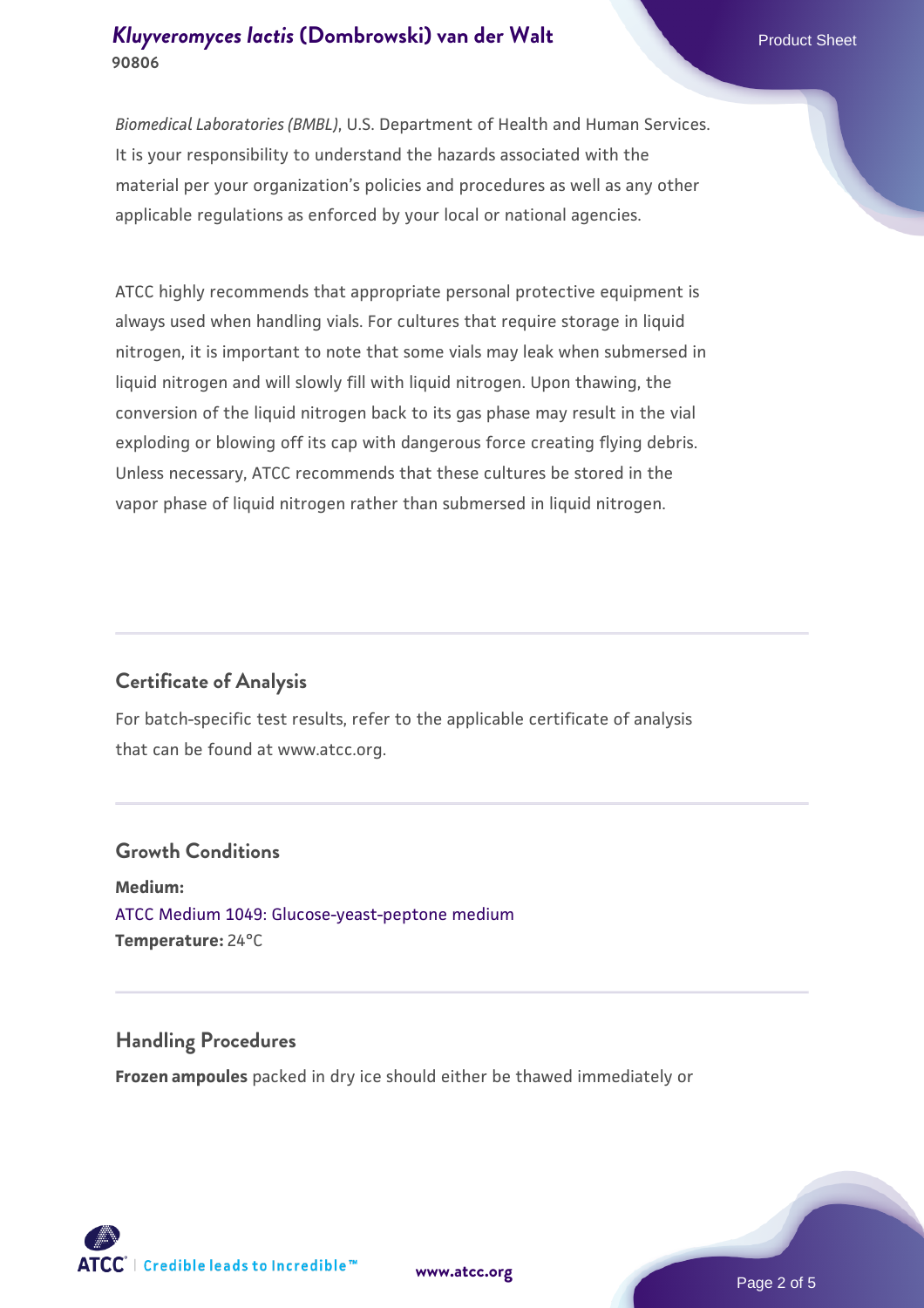*Biomedical Laboratories (BMBL)*, U.S. Department of Health and Human Services. It is your responsibility to understand the hazards associated with the material per your organization's policies and procedures as well as any other applicable regulations as enforced by your local or national agencies.

ATCC highly recommends that appropriate personal protective equipment is always used when handling vials. For cultures that require storage in liquid nitrogen, it is important to note that some vials may leak when submersed in liquid nitrogen and will slowly fill with liquid nitrogen. Upon thawing, the conversion of the liquid nitrogen back to its gas phase may result in the vial exploding or blowing off its cap with dangerous force creating flying debris. Unless necessary, ATCC recommends that these cultures be stored in the vapor phase of liquid nitrogen rather than submersed in liquid nitrogen.

## Certificate of Analysis

For batch-specific test results, refer to the applicable certificate of analysis that can be found at www.atcc.org.

## Growth Conditions

**Medium:**
ATCC Medium 1049: Glucose-yeast-peptone medium
**Temperature:** 24°C

## Handling Procedures

**Frozen ampoules** packed in dry ice should either be thawed immediately or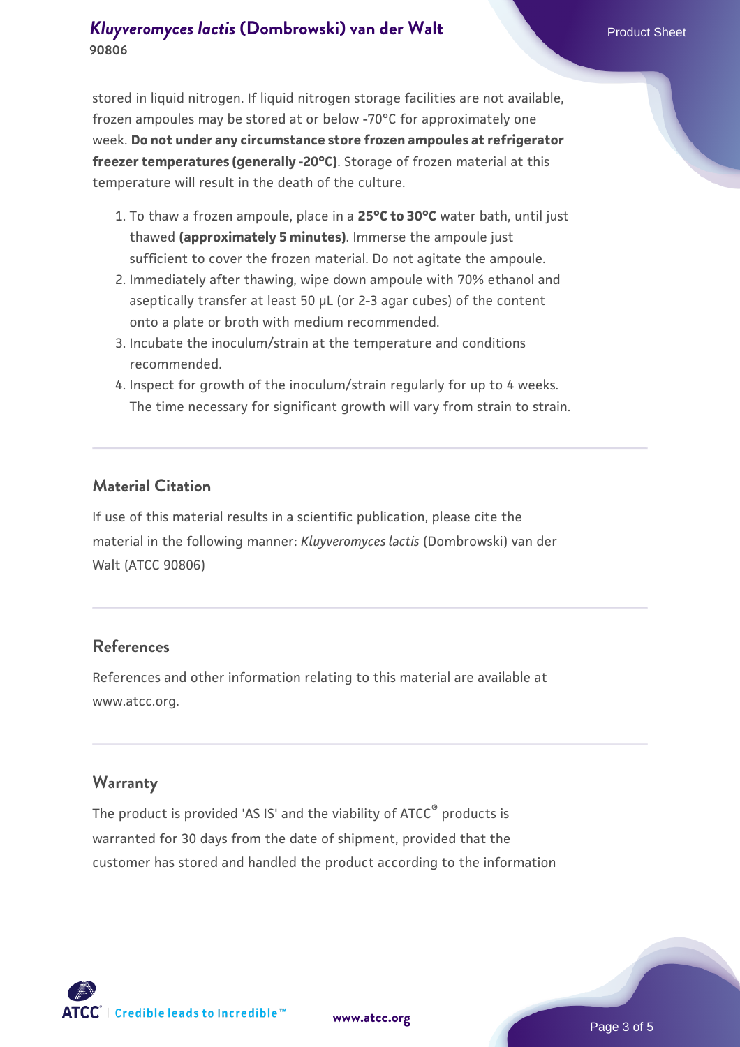stored in liquid nitrogen. If liquid nitrogen storage facilities are not available, frozen ampoules may be stored at or below -70°C for approximately one week. **Do not under any circumstance store frozen ampoules at refrigerator freezer temperatures (generally -20°C)**. Storage of frozen material at this temperature will result in the death of the culture.

1. To thaw a frozen ampoule, place in a **25°C to 30°C** water bath, until just thawed **(approximately 5 minutes)**. Immerse the ampoule just sufficient to cover the frozen material. Do not agitate the ampoule.
2. Immediately after thawing, wipe down ampoule with 70% ethanol and aseptically transfer at least 50 µL (or 2-3 agar cubes) of the content onto a plate or broth with medium recommended.
3. Incubate the inoculum/strain at the temperature and conditions recommended.
4. Inspect for growth of the inoculum/strain regularly for up to 4 weeks. The time necessary for significant growth will vary from strain to strain.

## Material Citation

If use of this material results in a scientific publication, please cite the material in the following manner: *Kluyveromyces lactis* (Dombrowski) van der Walt (ATCC 90806)

## References

References and other information relating to this material are available at www.atcc.org.

## Warranty

The product is provided 'AS IS' and the viability of ATCC® products is warranted for 30 days from the date of shipment, provided that the customer has stored and handled the product according to the information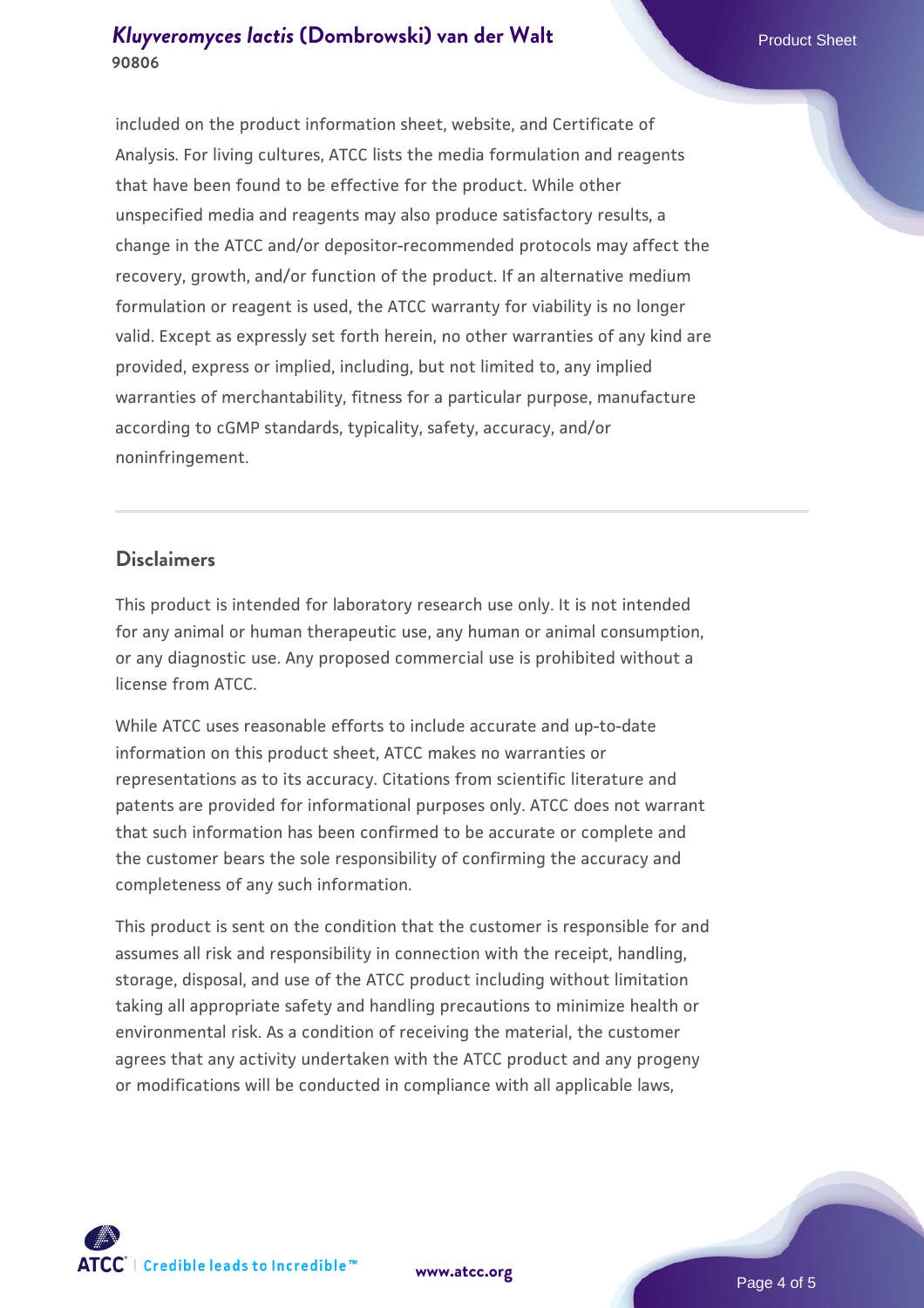included on the product information sheet, website, and Certificate of Analysis. For living cultures, ATCC lists the media formulation and reagents that have been found to be effective for the product. While other unspecified media and reagents may also produce satisfactory results, a change in the ATCC and/or depositor-recommended protocols may affect the recovery, growth, and/or function of the product. If an alternative medium formulation or reagent is used, the ATCC warranty for viability is no longer valid. Except as expressly set forth herein, no other warranties of any kind are provided, express or implied, including, but not limited to, any implied warranties of merchantability, fitness for a particular purpose, manufacture according to cGMP standards, typicality, safety, accuracy, and/or noninfringement.

## Disclaimers

This product is intended for laboratory research use only. It is not intended for any animal or human therapeutic use, any human or animal consumption, or any diagnostic use. Any proposed commercial use is prohibited without a license from ATCC.

While ATCC uses reasonable efforts to include accurate and up-to-date information on this product sheet, ATCC makes no warranties or representations as to its accuracy. Citations from scientific literature and patents are provided for informational purposes only. ATCC does not warrant that such information has been confirmed to be accurate or complete and the customer bears the sole responsibility of confirming the accuracy and completeness of any such information.

This product is sent on the condition that the customer is responsible for and assumes all risk and responsibility in connection with the receipt, handling, storage, disposal, and use of the ATCC product including without limitation taking all appropriate safety and handling precautions to minimize health or environmental risk. As a condition of receiving the material, the customer agrees that any activity undertaken with the ATCC product and any progeny or modifications will be conducted in compliance with all applicable laws,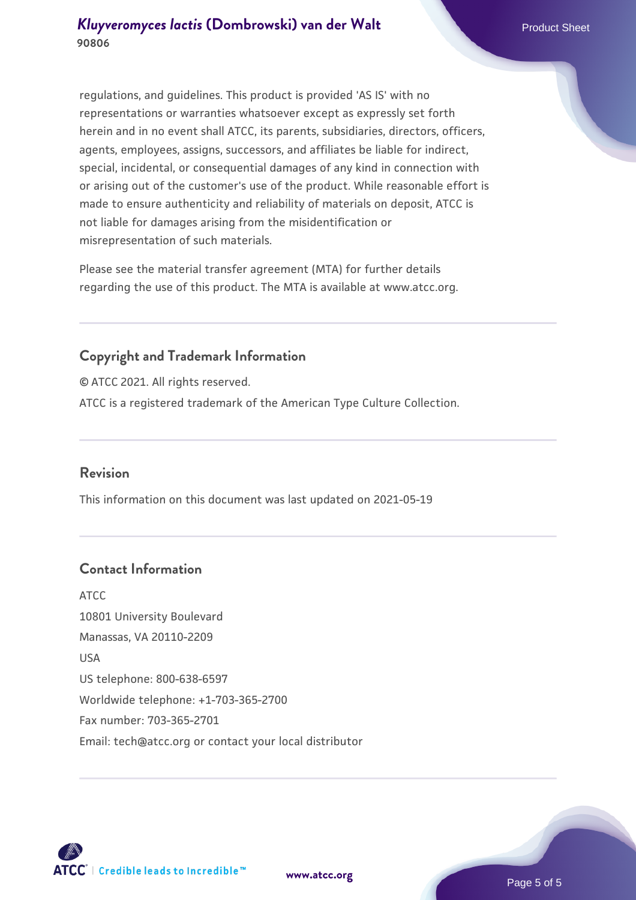regulations, and guidelines. This product is provided 'AS IS' with no representations or warranties whatsoever except as expressly set forth herein and in no event shall ATCC, its parents, subsidiaries, directors, officers, agents, employees, assigns, successors, and affiliates be liable for indirect, special, incidental, or consequential damages of any kind in connection with or arising out of the customer's use of the product. While reasonable effort is made to ensure authenticity and reliability of materials on deposit, ATCC is not liable for damages arising from the misidentification or misrepresentation of such materials.

Please see the material transfer agreement (MTA) for further details regarding the use of this product. The MTA is available at www.atcc.org.

## Copyright and Trademark Information

© ATCC 2021. All rights reserved.

ATCC is a registered trademark of the American Type Culture Collection.

## Revision

This information on this document was last updated on 2021-05-19

## Contact Information

ATCC
10801 University Boulevard
Manassas, VA 20110-2209
USA
US telephone: 800-638-6597
Worldwide telephone: +1-703-365-2700
Fax number: 703-365-2701
Email: tech@atcc.org or contact your local distributor